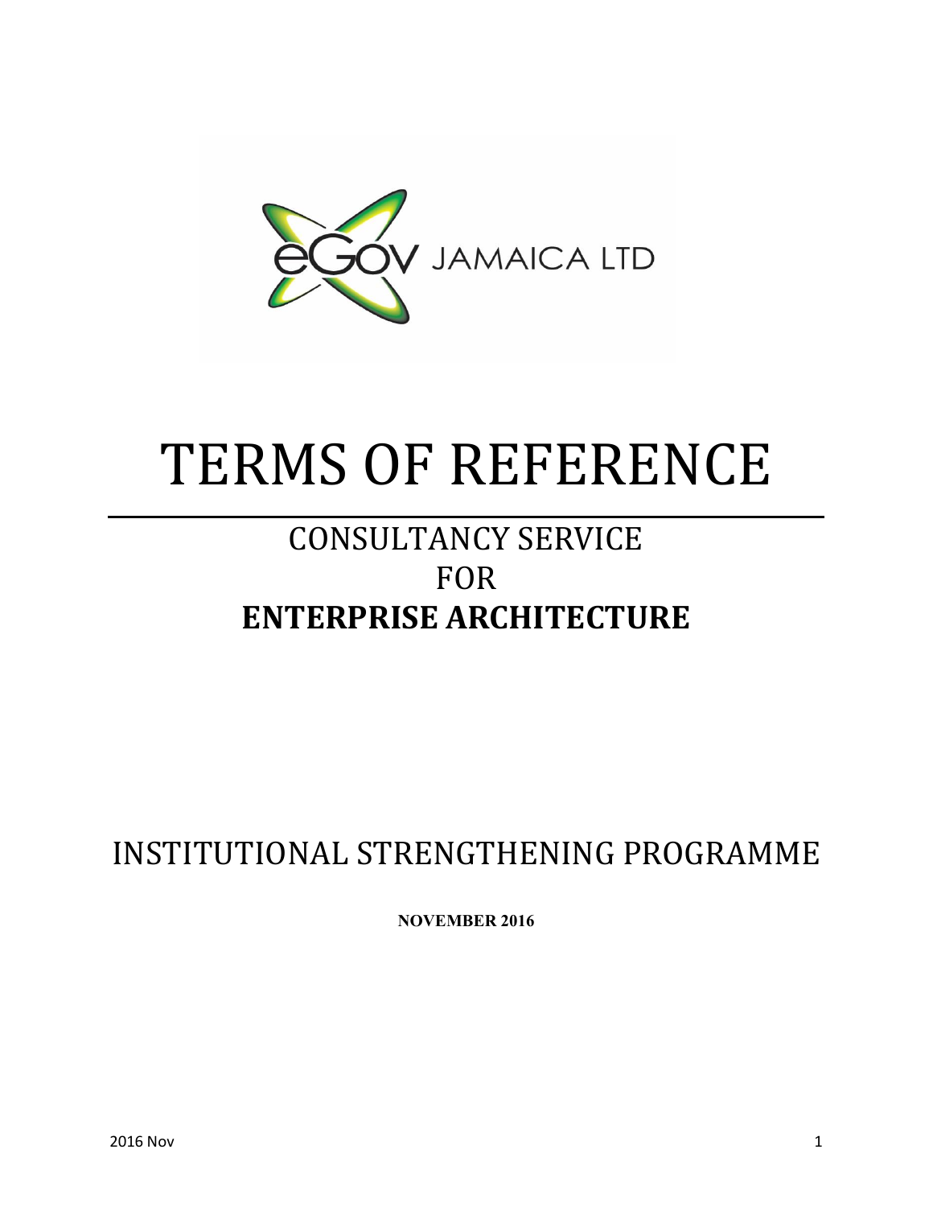eGov JAMAICA LTD

# TERMS OF REFERENCE

## CONSULTANCY SERVICE
## FOR
## **ENTERPRISE ARCHITECTURE**

## INSTITUTIONAL STRENGTHENING PROGRAMME

**NOVEMBER 2016**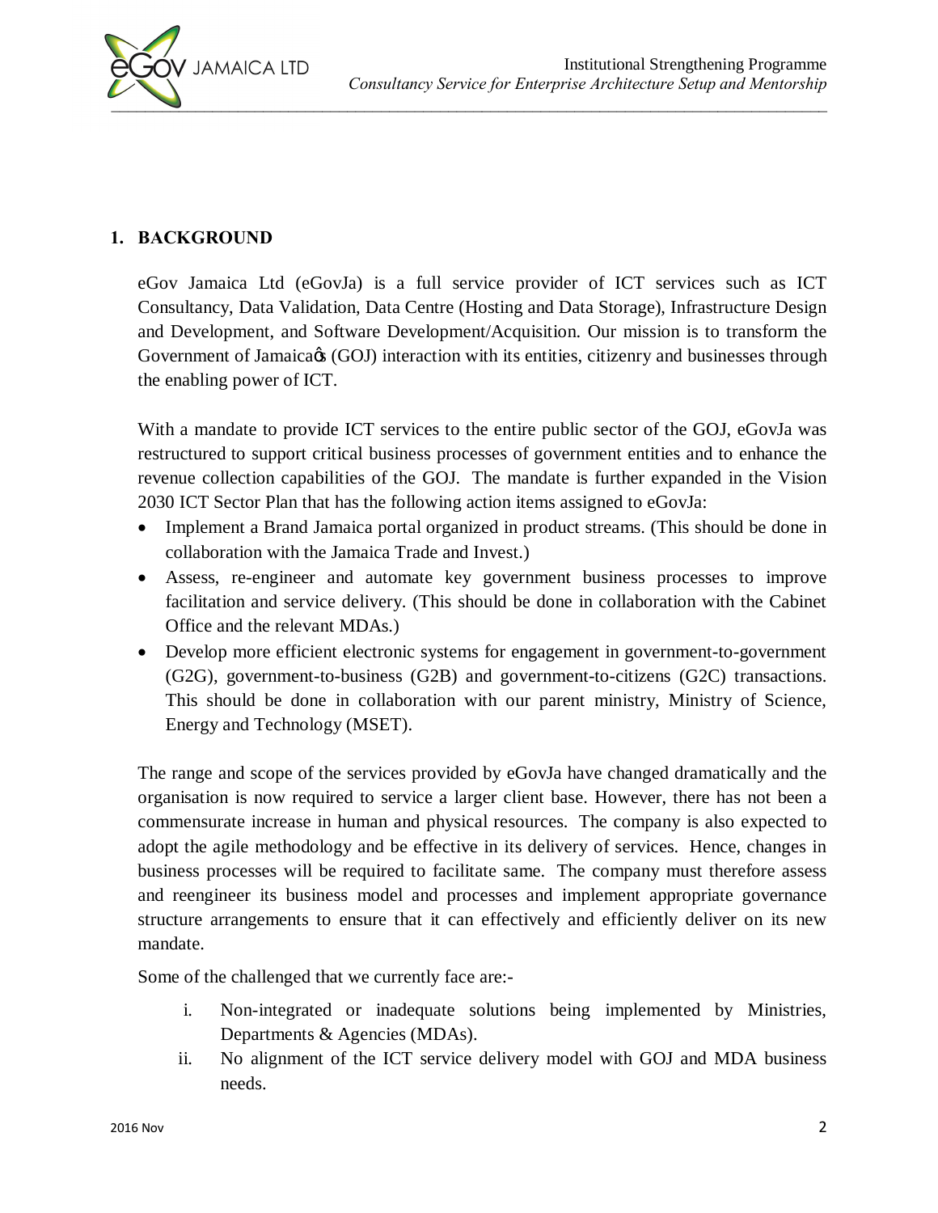## 1. BACKGROUND

eGov Jamaica Ltd (eGovJa) is a full service provider of ICT services such as ICT Consultancy, Data Validation, Data Centre (Hosting and Data Storage), Infrastructure Design and Development, and Software Development/Acquisition. Our mission is to transform the Government of Jamaica's (GOJ) interaction with its entities, citizenry and businesses through the enabling power of ICT.

With a mandate to provide ICT services to the entire public sector of the GOJ, eGovJa was restructured to support critical business processes of government entities and to enhance the revenue collection capabilities of the GOJ. The mandate is further expanded in the Vision 2030 ICT Sector Plan that has the following action items assigned to eGovJa:

- Implement a Brand Jamaica portal organized in product streams. (This should be done in collaboration with the Jamaica Trade and Invest.)
- Assess, re-engineer and automate key government business processes to improve facilitation and service delivery. (This should be done in collaboration with the Cabinet Office and the relevant MDAs.)
- Develop more efficient electronic systems for engagement in government-to-government (G2G), government-to-business (G2B) and government-to-citizens (G2C) transactions. This should be done in collaboration with our parent ministry, Ministry of Science, Energy and Technology (MSET).

The range and scope of the services provided by eGovJa have changed dramatically and the organisation is now required to service a larger client base. However, there has not been a commensurate increase in human and physical resources. The company is also expected to adopt the agile methodology and be effective in its delivery of services. Hence, changes in business processes will be required to facilitate same. The company must therefore assess and reengineer its business model and processes and implement appropriate governance structure arrangements to ensure that it can effectively and efficiently deliver on its new mandate.

Some of the challenged that we currently face are:-

i. Non-integrated or inadequate solutions being implemented by Ministries, Departments & Agencies (MDAs).
ii. No alignment of the ICT service delivery model with GOJ and MDA business needs.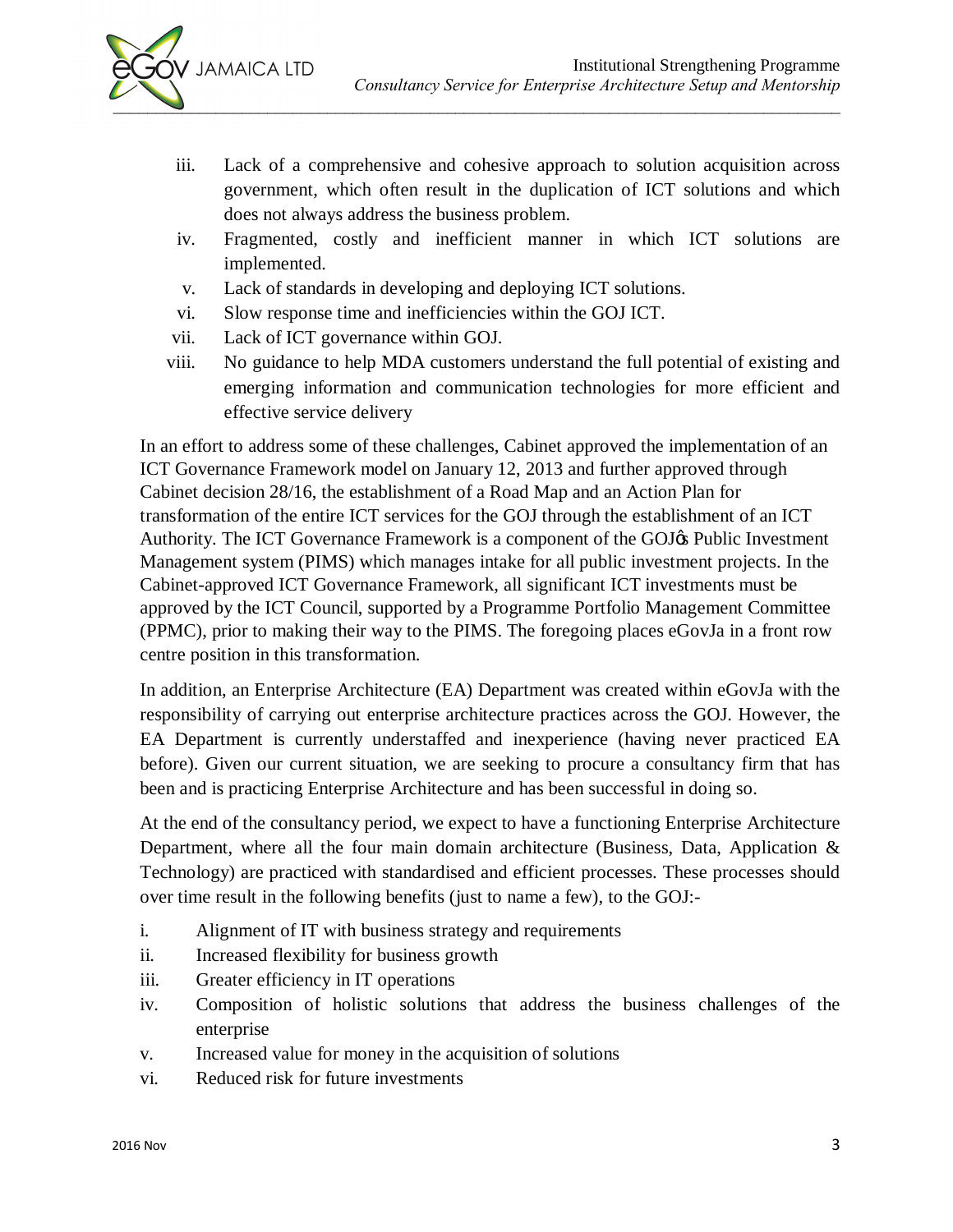iii. Lack of a comprehensive and cohesive approach to solution acquisition across government, which often result in the duplication of ICT solutions and which does not always address the business problem.
iv. Fragmented, costly and inefficient manner in which ICT solutions are implemented.
v. Lack of standards in developing and deploying ICT solutions.
vi. Slow response time and inefficiencies within the GOJ ICT.
vii. Lack of ICT governance within GOJ.
viii. No guidance to help MDA customers understand the full potential of existing and emerging information and communication technologies for more efficient and effective service delivery

In an effort to address some of these challenges, Cabinet approved the implementation of an ICT Governance Framework model on January 12, 2013 and further approved through Cabinet decision 28/16, the establishment of a Road Map and an Action Plan for transformation of the entire ICT services for the GOJ through the establishment of an ICT Authority. The ICT Governance Framework is a component of the GOJ's Public Investment Management system (PIMS) which manages intake for all public investment projects. In the Cabinet-approved ICT Governance Framework, all significant ICT investments must be approved by the ICT Council, supported by a Programme Portfolio Management Committee (PPMC), prior to making their way to the PIMS. The foregoing places eGovJa in a front row centre position in this transformation.

In addition, an Enterprise Architecture (EA) Department was created within eGovJa with the responsibility of carrying out enterprise architecture practices across the GOJ. However, the EA Department is currently understaffed and inexperience (having never practiced EA before). Given our current situation, we are seeking to procure a consultancy firm that has been and is practicing Enterprise Architecture and has been successful in doing so.

At the end of the consultancy period, we expect to have a functioning Enterprise Architecture Department, where all the four main domain architecture (Business, Data, Application & Technology) are practiced with standardised and efficient processes. These processes should over time result in the following benefits (just to name a few), to the GOJ:-

i. Alignment of IT with business strategy and requirements
ii. Increased flexibility for business growth
iii. Greater efficiency in IT operations
iv. Composition of holistic solutions that address the business challenges of the enterprise
v. Increased value for money in the acquisition of solutions
vi. Reduced risk for future investments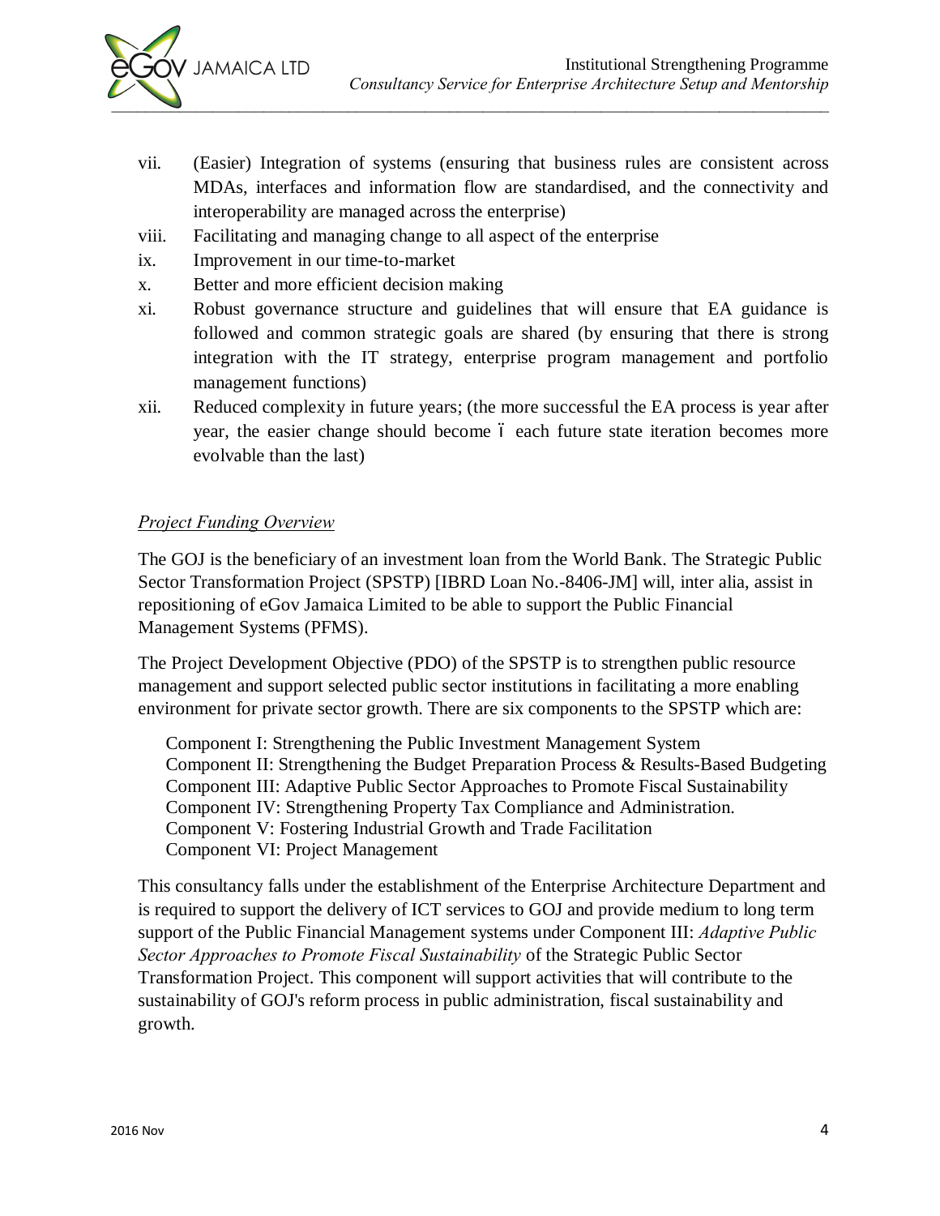vii. (Easier) Integration of systems (ensuring that business rules are consistent across MDAs, interfaces and information flow are standardised, and the connectivity and interoperability are managed across the enterprise)

viii. Facilitating and managing change to all aspect of the enterprise

ix. Improvement in our time-to-market

x. Better and more efficient decision making

xi. Robust governance structure and guidelines that will ensure that EA guidance is followed and common strategic goals are shared (by ensuring that there is strong integration with the IT strategy, enterprise program management and portfolio management functions)

xii. Reduced complexity in future years; (the more successful the EA process is year after year, the easier change should become – each future state iteration becomes more evolvable than the last)

*Project Funding Overview*

The GOJ is the beneficiary of an investment loan from the World Bank. The Strategic Public Sector Transformation Project (SPSTP) [IBRD Loan No.-8406-JM] will, inter alia, assist in repositioning of eGov Jamaica Limited to be able to support the Public Financial Management Systems (PFMS).

The Project Development Objective (PDO) of the SPSTP is to strengthen public resource management and support selected public sector institutions in facilitating a more enabling environment for private sector growth. There are six components to the SPSTP which are:

Component I: Strengthening the Public Investment Management System
Component II: Strengthening the Budget Preparation Process & Results-Based Budgeting
Component III: Adaptive Public Sector Approaches to Promote Fiscal Sustainability
Component IV: Strengthening Property Tax Compliance and Administration.
Component V: Fostering Industrial Growth and Trade Facilitation
Component VI: Project Management

This consultancy falls under the establishment of the Enterprise Architecture Department and is required to support the delivery of ICT services to GOJ and provide medium to long term support of the Public Financial Management systems under Component III: *Adaptive Public Sector Approaches to Promote Fiscal Sustainability* of the Strategic Public Sector Transformation Project. This component will support activities that will contribute to the sustainability of GOJ's reform process in public administration, fiscal sustainability and growth.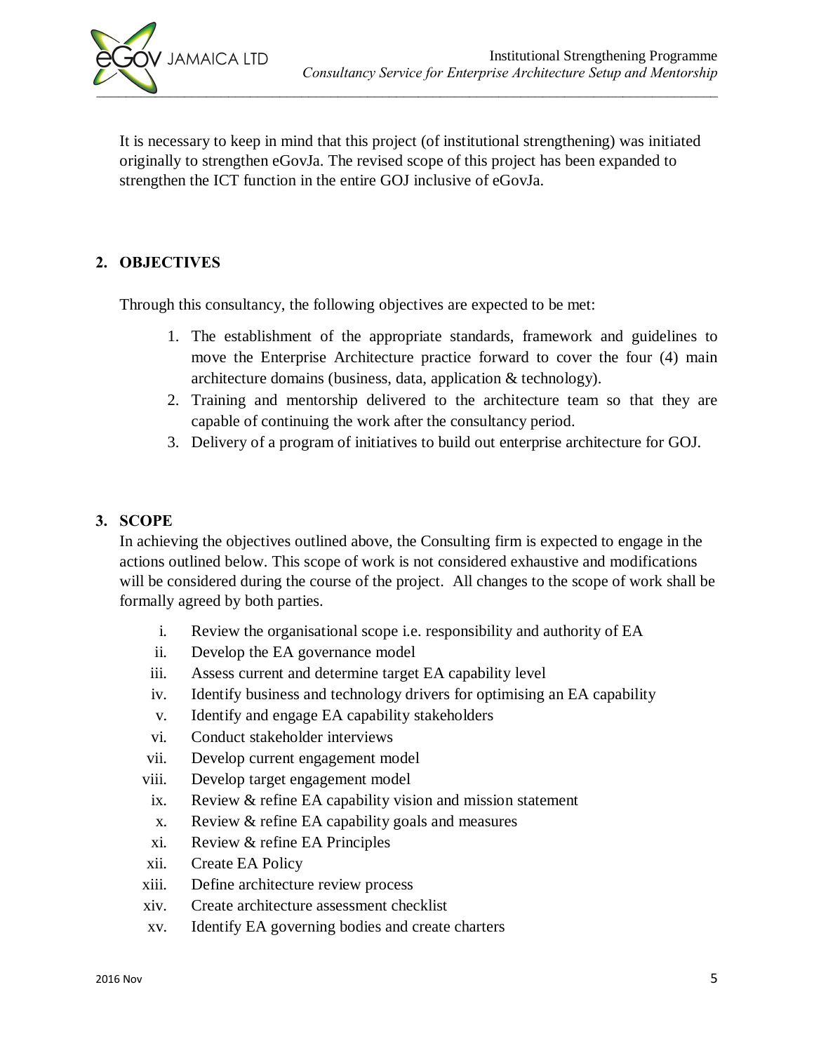It is necessary to keep in mind that this project (of institutional strengthening) was initiated originally to strengthen eGovJa. The revised scope of this project has been expanded to strengthen the ICT function in the entire GOJ inclusive of eGovJa.

## 2. OBJECTIVES

Through this consultancy, the following objectives are expected to be met:

1. The establishment of the appropriate standards, framework and guidelines to move the Enterprise Architecture practice forward to cover the four (4) main architecture domains (business, data, application & technology).
2. Training and mentorship delivered to the architecture team so that they are capable of continuing the work after the consultancy period.
3. Delivery of a program of initiatives to build out enterprise architecture for GOJ.

## 3. SCOPE

In achieving the objectives outlined above, the Consulting firm is expected to engage in the actions outlined below. This scope of work is not considered exhaustive and modifications will be considered during the course of the project. All changes to the scope of work shall be formally agreed by both parties.

i. Review the organisational scope i.e. responsibility and authority of EA
ii. Develop the EA governance model
iii. Assess current and determine target EA capability level
iv. Identify business and technology drivers for optimising an EA capability
v. Identify and engage EA capability stakeholders
vi. Conduct stakeholder interviews
vii. Develop current engagement model
viii. Develop target engagement model
ix. Review & refine EA capability vision and mission statement
x. Review & refine EA capability goals and measures
xi. Review & refine EA Principles
xii. Create EA Policy
xiii. Define architecture review process
xiv. Create architecture assessment checklist
xv. Identify EA governing bodies and create charters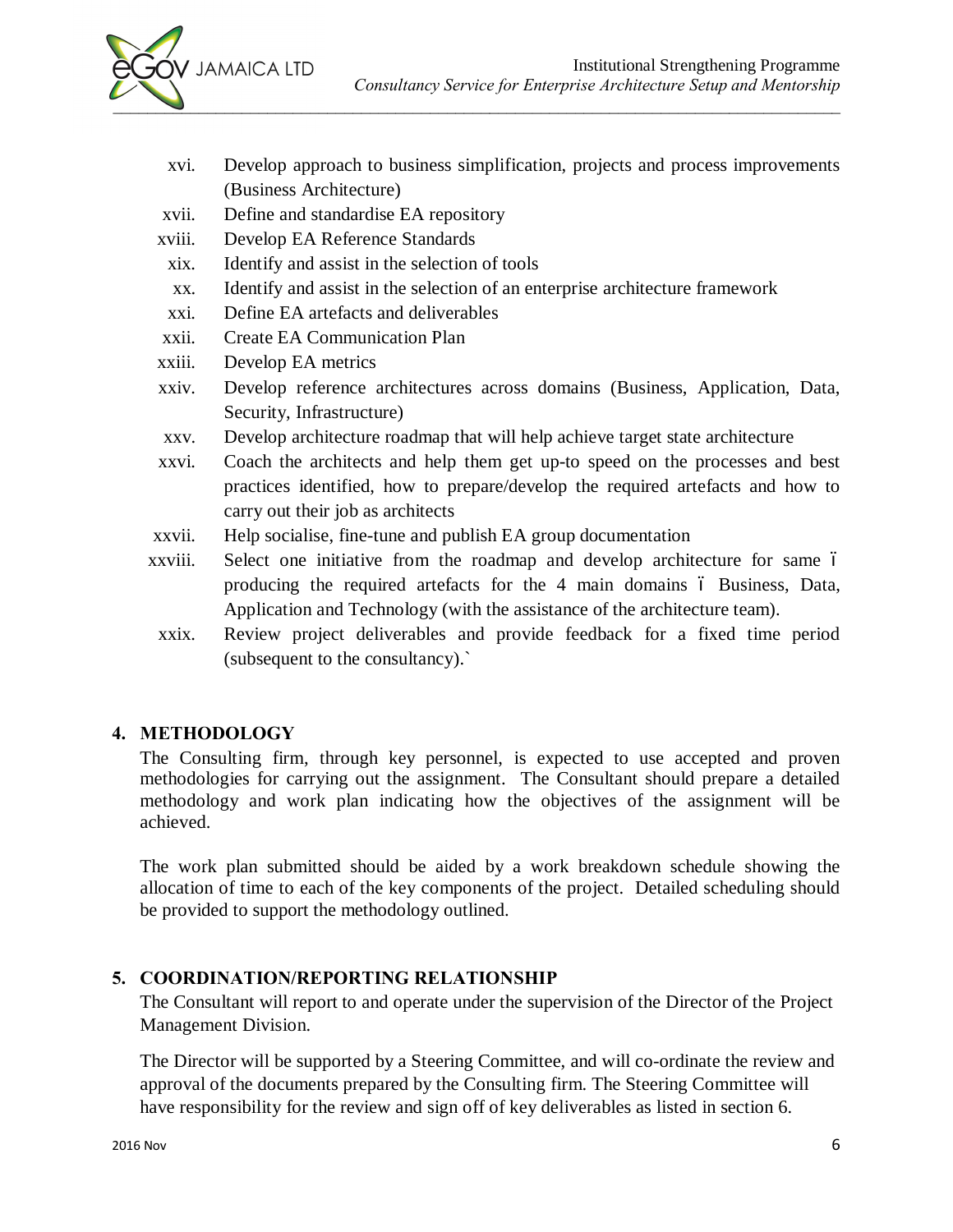xvi. Develop approach to business simplification, projects and process improvements (Business Architecture)

xvii. Define and standardise EA repository

xviii. Develop EA Reference Standards

xix. Identify and assist in the selection of tools

xx. Identify and assist in the selection of an enterprise architecture framework

xxi. Define EA artefacts and deliverables

xxii. Create EA Communication Plan

xxiii. Develop EA metrics

xxiv. Develop reference architectures across domains (Business, Application, Data, Security, Infrastructure)

xxv. Develop architecture roadmap that will help achieve target state architecture

xxvi. Coach the architects and help them get up-to speed on the processes and best practices identified, how to prepare/develop the required artefacts and how to carry out their job as architects

xxvii. Help socialise, fine-tune and publish EA group documentation

xxviii. Select one initiative from the roadmap and develop architecture for same ó producing the required artefacts for the 4 main domains ó Business, Data, Application and Technology (with the assistance of the architecture team).

xxix. Review project deliverables and provide feedback for a fixed time period (subsequent to the consultancy).`

## 4. METHODOLOGY

The Consulting firm, through key personnel, is expected to use accepted and proven methodologies for carrying out the assignment. The Consultant should prepare a detailed methodology and work plan indicating how the objectives of the assignment will be achieved.

The work plan submitted should be aided by a work breakdown schedule showing the allocation of time to each of the key components of the project. Detailed scheduling should be provided to support the methodology outlined.

## 5. COORDINATION/REPORTING RELATIONSHIP

The Consultant will report to and operate under the supervision of the Director of the Project Management Division.

The Director will be supported by a Steering Committee, and will co-ordinate the review and approval of the documents prepared by the Consulting firm. The Steering Committee will have responsibility for the review and sign off of key deliverables as listed in section 6.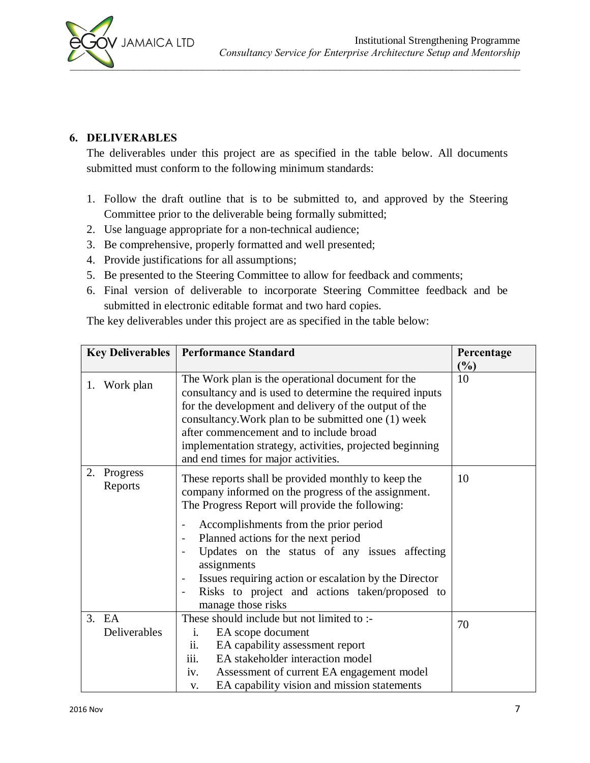## 6. DELIVERABLES

The deliverables under this project are as specified in the table below. All documents submitted must conform to the following minimum standards:

1. Follow the draft outline that is to be submitted to, and approved by the Steering Committee prior to the deliverable being formally submitted;
2. Use language appropriate for a non-technical audience;
3. Be comprehensive, properly formatted and well presented;
4. Provide justifications for all assumptions;
5. Be presented to the Steering Committee to allow for feedback and comments;
6. Final version of deliverable to incorporate Steering Committee feedback and be submitted in electronic editable format and two hard copies.

The key deliverables under this project are as specified in the table below:

| Key Deliverables | Performance Standard | Percentage (%) |
|---|---|---|
| 1. Work plan | The Work plan is the operational document for the consultancy and is used to determine the required inputs for the development and delivery of the output of the consultancy.Work plan to be submitted one (1) week after commencement and to include broad implementation strategy, activities, projected beginning and end times for major activities. | 10 |
| 2. Progress Reports | These reports shall be provided monthly to keep the company informed on the progress of the assignment. The Progress Report will provide the following:<br>- Accomplishments from the prior period<br>- Planned actions for the next period<br>- Updates on the status of any issues affecting assignments<br>- Issues requiring action or escalation by the Director<br>- Risks to project and actions taken/proposed to manage those risks | 10 |
| 3. EA Deliverables | These should include but not limited to :-<br>i. EA scope document<br>ii. EA capability assessment report<br>iii. EA stakeholder interaction model<br>iv. Assessment of current EA engagement model<br>v. EA capability vision and mission statements | 70 |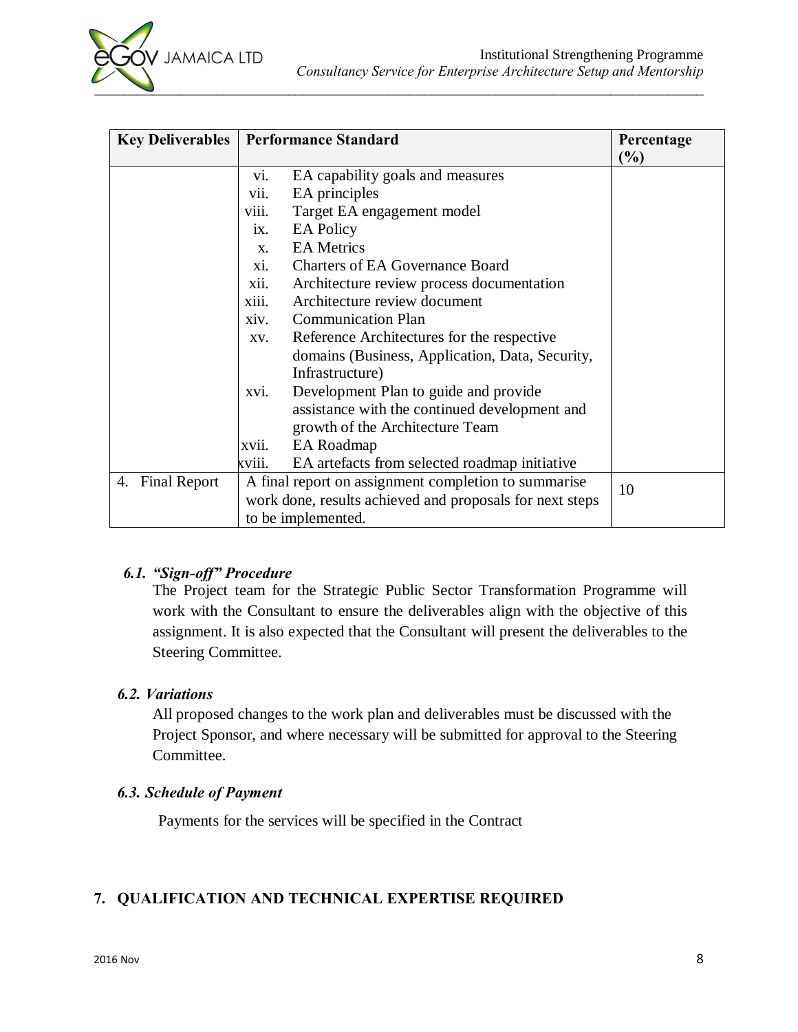| Key Deliverables | Performance Standard | Percentage (%) |
|---|---|---|
| | vi. EA capability goals and measures<br>vii. EA principles<br>viii. Target EA engagement model<br>ix. EA Policy<br>x. EA Metrics<br>xi. Charters of EA Governance Board<br>xii. Architecture review process documentation<br>xiii. Architecture review document<br>xiv. Communication Plan<br>xv. Reference Architectures for the respective domains (Business, Application, Data, Security, Infrastructure)<br>xvi. Development Plan to guide and provide assistance with the continued development and growth of the Architecture Team<br>xvii. EA Roadmap<br>xviii. EA artefacts from selected roadmap initiative | |
| 4. Final Report | A final report on assignment completion to summarise work done, results achieved and proposals for next steps to be implemented. | 10 |

### *6.1. "Sign-off" Procedure*

The Project team for the Strategic Public Sector Transformation Programme will work with the Consultant to ensure the deliverables align with the objective of this assignment. It is also expected that the Consultant will present the deliverables to the Steering Committee.

### *6.2. Variations*

All proposed changes to the work plan and deliverables must be discussed with the Project Sponsor, and where necessary will be submitted for approval to the Steering Committee.

### *6.3. Schedule of Payment*

Payments for the services will be specified in the Contract

## 7. QUALIFICATION AND TECHNICAL EXPERTISE REQUIRED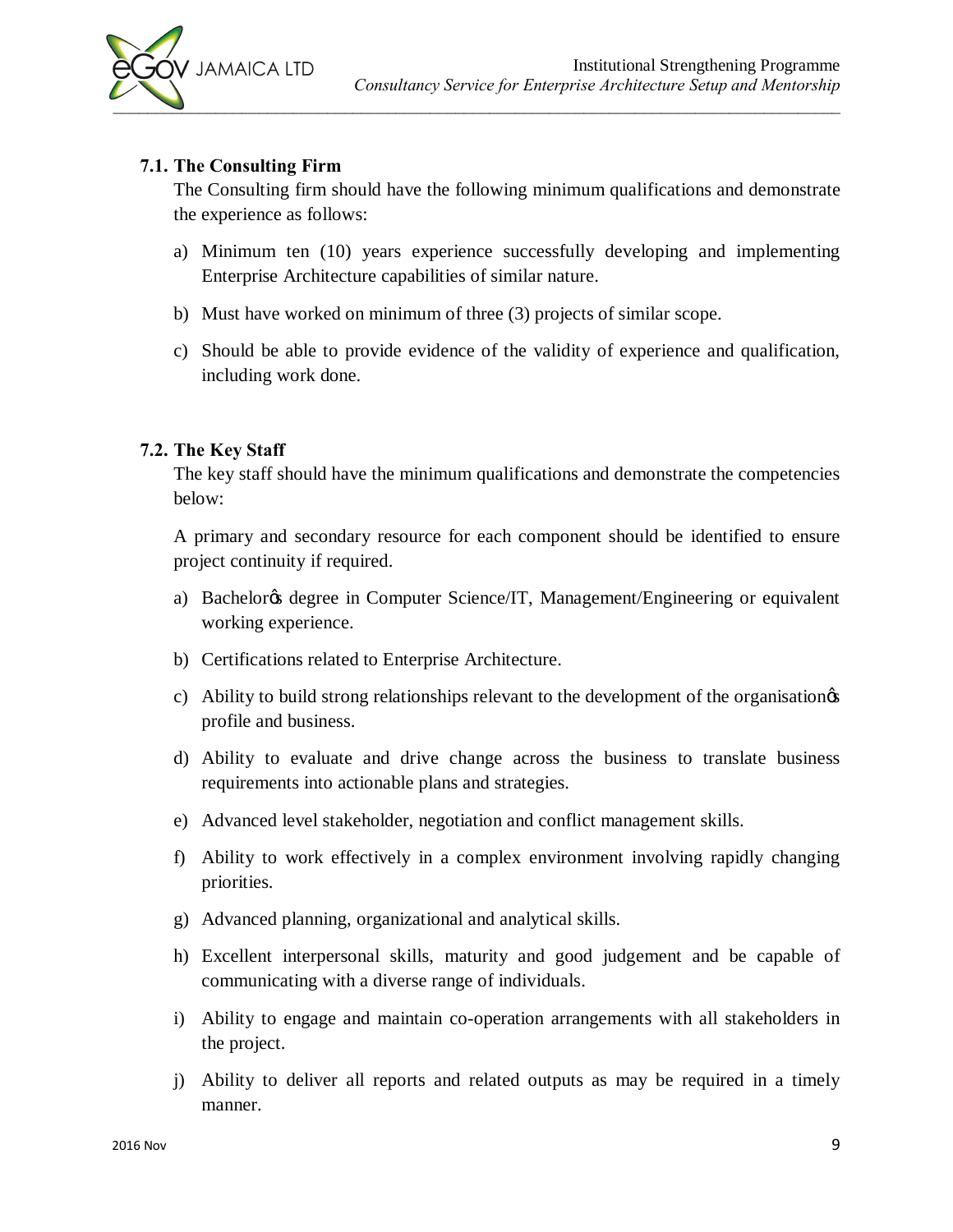### 7.1. The Consulting Firm

The Consulting firm should have the following minimum qualifications and demonstrate the experience as follows:

a) Minimum ten (10) years experience successfully developing and implementing Enterprise Architecture capabilities of similar nature.

b) Must have worked on minimum of three (3) projects of similar scope.

c) Should be able to provide evidence of the validity of experience and qualification, including work done.

### 7.2. The Key Staff

The key staff should have the minimum qualifications and demonstrate the competencies below:

A primary and secondary resource for each component should be identified to ensure project continuity if required.

a) Bachelor's degree in Computer Science/IT, Management/Engineering or equivalent working experience.

b) Certifications related to Enterprise Architecture.

c) Ability to build strong relationships relevant to the development of the organisation's profile and business.

d) Ability to evaluate and drive change across the business to translate business requirements into actionable plans and strategies.

e) Advanced level stakeholder, negotiation and conflict management skills.

f) Ability to work effectively in a complex environment involving rapidly changing priorities.

g) Advanced planning, organizational and analytical skills.

h) Excellent interpersonal skills, maturity and good judgement and be capable of communicating with a diverse range of individuals.

i) Ability to engage and maintain co-operation arrangements with all stakeholders in the project.

j) Ability to deliver all reports and related outputs as may be required in a timely manner.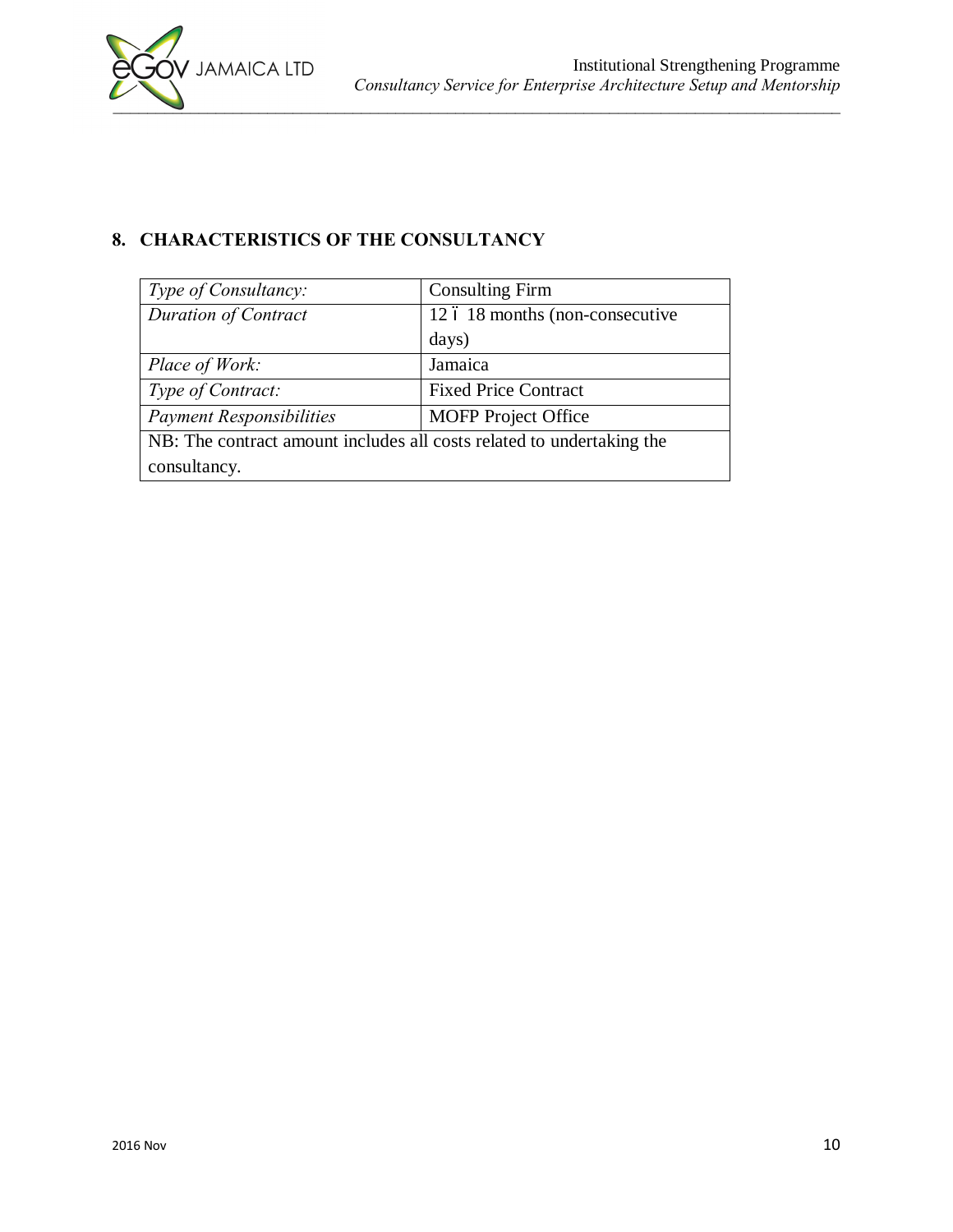## 8. CHARACTERISTICS OF THE CONSULTANCY

| *Type of Consultancy:* | Consulting Firm |
|---|---|
| *Duration of Contract* | 12 ï 18 months (non-consecutive days) |
| *Place of Work:* | Jamaica |
| *Type of Contract:* | Fixed Price Contract |
| *Payment Responsibilities* | MOFP Project Office |
| NB: The contract amount includes all costs related to undertaking the consultancy. | |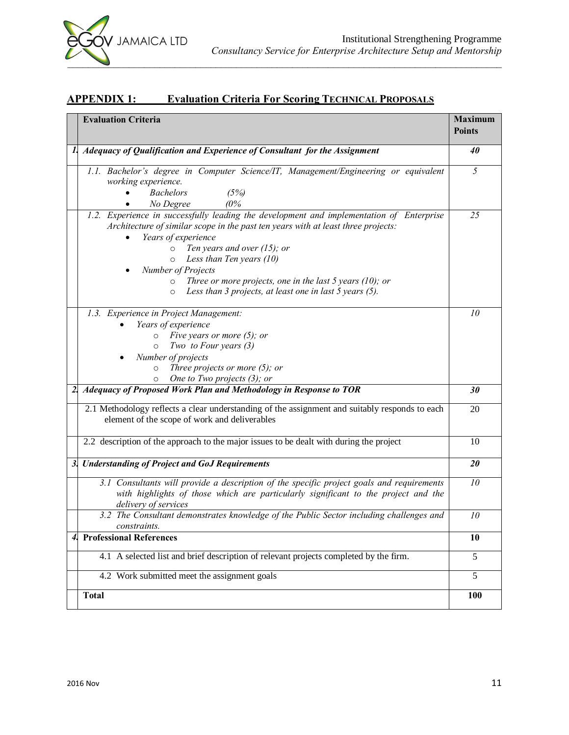## APPENDIX 1: Evaluation Criteria For Scoring TECHNICAL PROPOSALS

| | Evaluation Criteria | Maximum Points |
|---|---|---|
| *1.* | ***Adequacy of Qualification and Experience of Consultant for the Assignment*** | ***40*** |
| | *1.1. Bachelor's degree in Computer Science/IT, Management/Engineering or equivalent working experience.*<br>• *Bachelors (5%)*<br>• *No Degree (0%* | *5* |
| | *1.2. Experience in successfully leading the development and implementation of Enterprise Architecture of similar scope in the past ten years with at least three projects:*<br>• *Years of experience*<br>○ *Ten years and over (15); or*<br>○ *Less than Ten years (10)*<br>• *Number of Projects*<br>○ *Three or more projects, one in the last 5 years (10); or*<br>○ *Less than 3 projects, at least one in last 5 years (5).* | *25* |
| | *1.3. Experience in Project Management:*<br>• *Years of experience*<br>○ *Five years or more (5); or*<br>○ *Two to Four years (3)*<br>• *Number of projects*<br>○ *Three projects or more (5); or*<br>○ *One to Two projects (3); or* | *10* |
| *2.* | ***Adequacy of Proposed Work Plan and Methodology in Response to TOR*** | ***30*** |
| | 2.1 Methodology reflects a clear understanding of the assignment and suitably responds to each element of the scope of work and deliverables | 20 |
| | 2.2 description of the approach to the major issues to be dealt with during the project | 10 |
| *3.* | ***Understanding of Project and GoJ Requirements*** | ***20*** |
| | *3.1 Consultants will provide a description of the specific project goals and requirements with highlights of those which are particularly significant to the project and the delivery of services* | *10* |
| | *3.2 The Consultant demonstrates knowledge of the Public Sector including challenges and constraints.* | *10* |
| *4.* | **Professional References** | **10** |
| | 4.1 A selected list and brief description of relevant projects completed by the firm. | 5 |
| | 4.2 Work submitted meet the assignment goals | 5 |
| | **Total** | **100** |